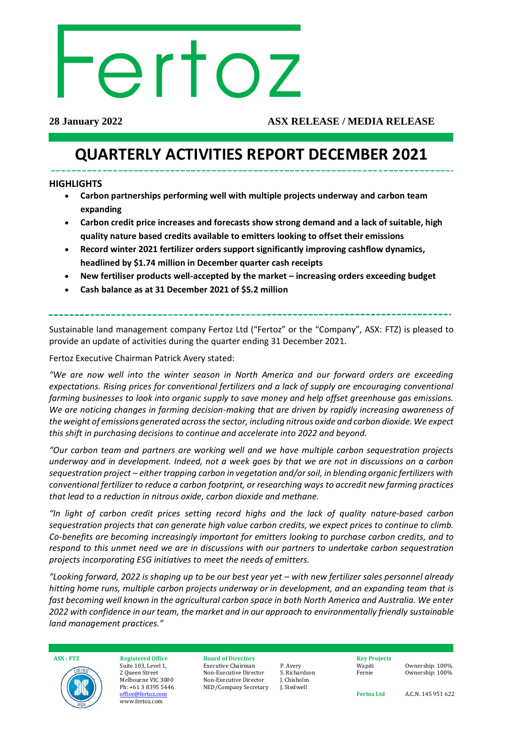# Fertoz

**28 January 2022** **ASX RELEASE / MEDIA RELEASE**

# QUARTERLY ACTIVITIES REPORT DECEMBER 2021

## HIGHLIGHTS

- **Carbon partnerships performing well with multiple projects underway and carbon team expanding**
- **Carbon credit price increases and forecasts show strong demand and a lack of suitable, high quality nature based credits available to emitters looking to offset their emissions**
- **Record winter 2021 fertilizer orders support significantly improving cashflow dynamics, headlined by $1.74 million in December quarter cash receipts**
- **New fertiliser products well-accepted by the market – increasing orders exceeding budget**
- **Cash balance as at 31 December 2021 of $5.2 million**

Sustainable land management company Fertoz Ltd ("Fertoz" or the "Company", ASX: FTZ) is pleased to provide an update of activities during the quarter ending 31 December 2021.

Fertoz Executive Chairman Patrick Avery stated:

*"We are now well into the winter season in North America and our forward orders are exceeding expectations. Rising prices for conventional fertilizers and a lack of supply are encouraging conventional farming businesses to look into organic supply to save money and help offset greenhouse gas emissions. We are noticing changes in farming decision-making that are driven by rapidly increasing awareness of the weight of emissions generated across the sector, including nitrous oxide and carbon dioxide. We expect this shift in purchasing decisions to continue and accelerate into 2022 and beyond.*

*"Our carbon team and partners are working well and we have multiple carbon sequestration projects underway and in development. Indeed, not a week goes by that we are not in discussions on a carbon sequestration project – either trapping carbon in vegetation and/or soil, in blending organic fertilizers with conventional fertilizer to reduce a carbon footprint, or researching ways to accredit new farming practices that lead to a reduction in nitrous oxide, carbon dioxide and methane.*

*"In light of carbon credit prices setting record highs and the lack of quality nature-based carbon sequestration projects that can generate high value carbon credits, we expect prices to continue to climb. Co-benefits are becoming increasingly important for emitters looking to purchase carbon credits, and to respond to this unmet need we are in discussions with our partners to undertake carbon sequestration projects incorporating ESG initiatives to meet the needs of emitters.*

*"Looking forward, 2022 is shaping up to be our best year yet – with new fertilizer sales personnel already hitting home runs, multiple carbon projects underway or in development, and an expanding team that is fast becoming well known in the agricultural carbon space in both North America and Australia. We enter 2022 with confidence in our team, the market and in our approach to environmentally friendly sustainable land management practices."*

**ASX : FTZ**

**Registered Office**
Suite 103, Level 1,
2 Queen Street
Melbourne VIC 3000
Ph: +61 3 8395 5446
office@fertoz.com
www.fertoz.com

**Board of Directors**

| | |
|---|---|
| Executive Chairman | P. Avery |
| Non-Executive Director | S. Richardson |
| Non-Executive Director | J. Chisholm |
| NED/Company Secretary | J. Stedwell |

**Key Projects**

| | |
|---|---|
| Wapiti | Ownership: 100% |
| Fernie | Ownership: 100% |

**Fertoz Ltd** A.C.N. 145 951 622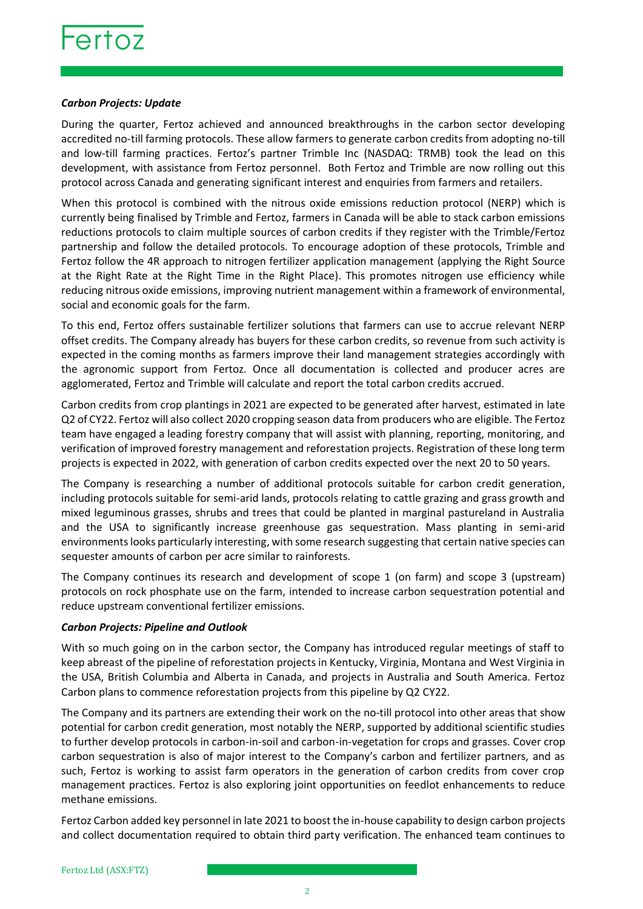***Carbon Projects: Update***

During the quarter, Fertoz achieved and announced breakthroughs in the carbon sector developing accredited no-till farming protocols. These allow farmers to generate carbon credits from adopting no-till and low-till farming practices. Fertoz's partner Trimble Inc (NASDAQ: TRMB) took the lead on this development, with assistance from Fertoz personnel. Both Fertoz and Trimble are now rolling out this protocol across Canada and generating significant interest and enquiries from farmers and retailers.

When this protocol is combined with the nitrous oxide emissions reduction protocol (NERP) which is currently being finalised by Trimble and Fertoz, farmers in Canada will be able to stack carbon emissions reductions protocols to claim multiple sources of carbon credits if they register with the Trimble/Fertoz partnership and follow the detailed protocols. To encourage adoption of these protocols, Trimble and Fertoz follow the 4R approach to nitrogen fertilizer application management (applying the Right Source at the Right Rate at the Right Time in the Right Place). This promotes nitrogen use efficiency while reducing nitrous oxide emissions, improving nutrient management within a framework of environmental, social and economic goals for the farm.

To this end, Fertoz offers sustainable fertilizer solutions that farmers can use to accrue relevant NERP offset credits. The Company already has buyers for these carbon credits, so revenue from such activity is expected in the coming months as farmers improve their land management strategies accordingly with the agronomic support from Fertoz. Once all documentation is collected and producer acres are agglomerated, Fertoz and Trimble will calculate and report the total carbon credits accrued.

Carbon credits from crop plantings in 2021 are expected to be generated after harvest, estimated in late Q2 of CY22. Fertoz will also collect 2020 cropping season data from producers who are eligible. The Fertoz team have engaged a leading forestry company that will assist with planning, reporting, monitoring, and verification of improved forestry management and reforestation projects. Registration of these long term projects is expected in 2022, with generation of carbon credits expected over the next 20 to 50 years.

The Company is researching a number of additional protocols suitable for carbon credit generation, including protocols suitable for semi-arid lands, protocols relating to cattle grazing and grass growth and mixed leguminous grasses, shrubs and trees that could be planted in marginal pastureland in Australia and the USA to significantly increase greenhouse gas sequestration. Mass planting in semi-arid environments looks particularly interesting, with some research suggesting that certain native species can sequester amounts of carbon per acre similar to rainforests.

The Company continues its research and development of scope 1 (on farm) and scope 3 (upstream) protocols on rock phosphate use on the farm, intended to increase carbon sequestration potential and reduce upstream conventional fertilizer emissions.

***Carbon Projects: Pipeline and Outlook***

With so much going on in the carbon sector, the Company has introduced regular meetings of staff to keep abreast of the pipeline of reforestation projects in Kentucky, Virginia, Montana and West Virginia in the USA, British Columbia and Alberta in Canada, and projects in Australia and South America. Fertoz Carbon plans to commence reforestation projects from this pipeline by Q2 CY22.

The Company and its partners are extending their work on the no-till protocol into other areas that show potential for carbon credit generation, most notably the NERP, supported by additional scientific studies to further develop protocols in carbon-in-soil and carbon-in-vegetation for crops and grasses. Cover crop carbon sequestration is also of major interest to the Company's carbon and fertilizer partners, and as such, Fertoz is working to assist farm operators in the generation of carbon credits from cover crop management practices. Fertoz is also exploring joint opportunities on feedlot enhancements to reduce methane emissions.

Fertoz Carbon added key personnel in late 2021 to boost the in-house capability to design carbon projects and collect documentation required to obtain third party verification. The enhanced team continues to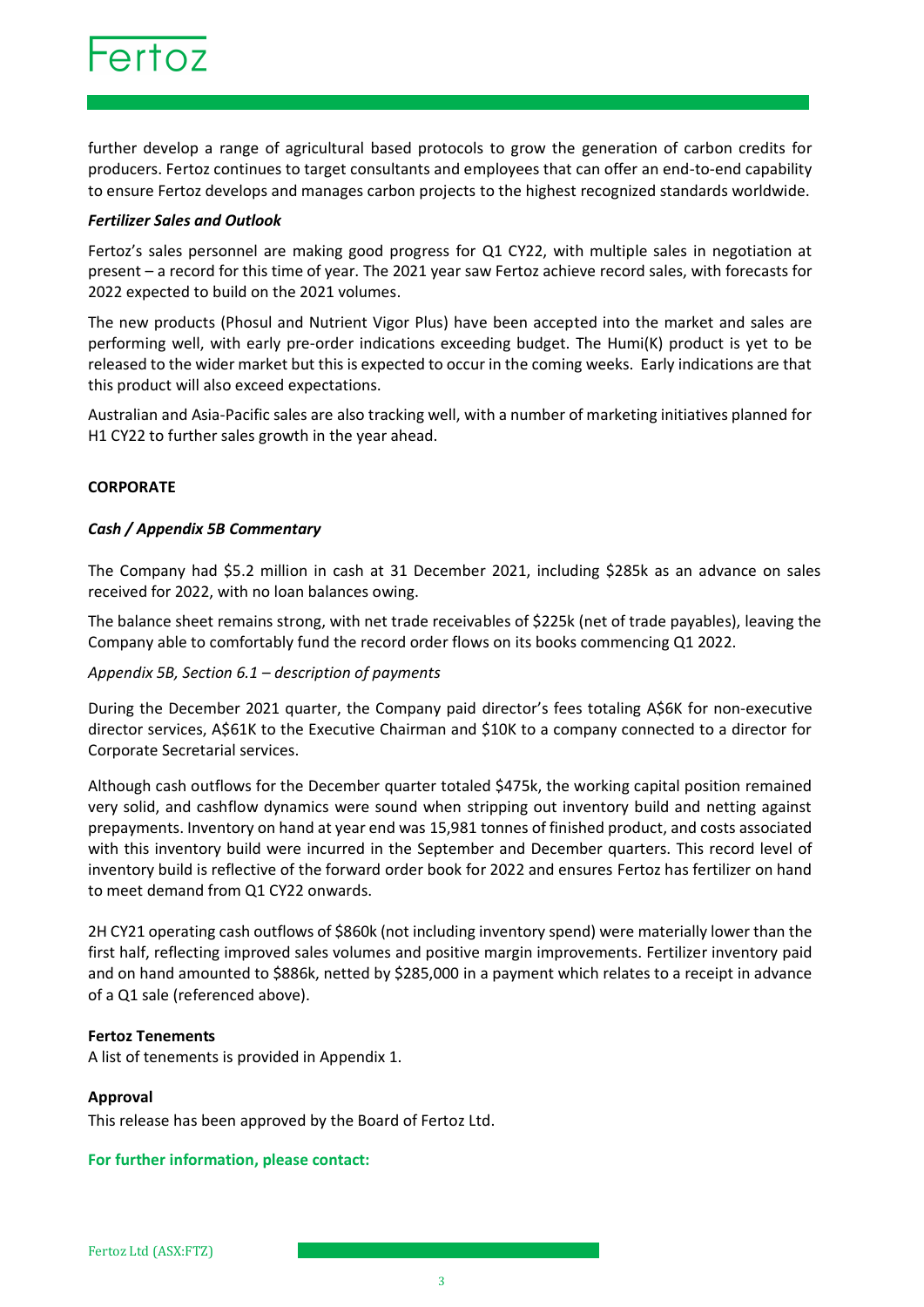further develop a range of agricultural based protocols to grow the generation of carbon credits for producers. Fertoz continues to target consultants and employees that can offer an end-to-end capability to ensure Fertoz develops and manages carbon projects to the highest recognized standards worldwide.

***Fertilizer Sales and Outlook***

Fertoz's sales personnel are making good progress for Q1 CY22, with multiple sales in negotiation at present – a record for this time of year. The 2021 year saw Fertoz achieve record sales, with forecasts for 2022 expected to build on the 2021 volumes.

The new products (Phosul and Nutrient Vigor Plus) have been accepted into the market and sales are performing well, with early pre-order indications exceeding budget. The Humi(K) product is yet to be released to the wider market but this is expected to occur in the coming weeks. Early indications are that this product will also exceed expectations.

Australian and Asia-Pacific sales are also tracking well, with a number of marketing initiatives planned for H1 CY22 to further sales growth in the year ahead.

## CORPORATE

***Cash / Appendix 5B Commentary***

The Company had $5.2 million in cash at 31 December 2021, including $285k as an advance on sales received for 2022, with no loan balances owing.

The balance sheet remains strong, with net trade receivables of $225k (net of trade payables), leaving the Company able to comfortably fund the record order flows on its books commencing Q1 2022.

*Appendix 5B, Section 6.1 – description of payments*

During the December 2021 quarter, the Company paid director's fees totaling A$6K for non-executive director services, A$61K to the Executive Chairman and $10K to a company connected to a director for Corporate Secretarial services.

Although cash outflows for the December quarter totaled $475k, the working capital position remained very solid, and cashflow dynamics were sound when stripping out inventory build and netting against prepayments. Inventory on hand at year end was 15,981 tonnes of finished product, and costs associated with this inventory build were incurred in the September and December quarters. This record level of inventory build is reflective of the forward order book for 2022 and ensures Fertoz has fertilizer on hand to meet demand from Q1 CY22 onwards.

2H CY21 operating cash outflows of $860k (not including inventory spend) were materially lower than the first half, reflecting improved sales volumes and positive margin improvements. Fertilizer inventory paid and on hand amounted to $886k, netted by $285,000 in a payment which relates to a receipt in advance of a Q1 sale (referenced above).

**Fertoz Tenements**
A list of tenements is provided in Appendix 1.

**Approval**
This release has been approved by the Board of Fertoz Ltd.

**For further information, please contact:**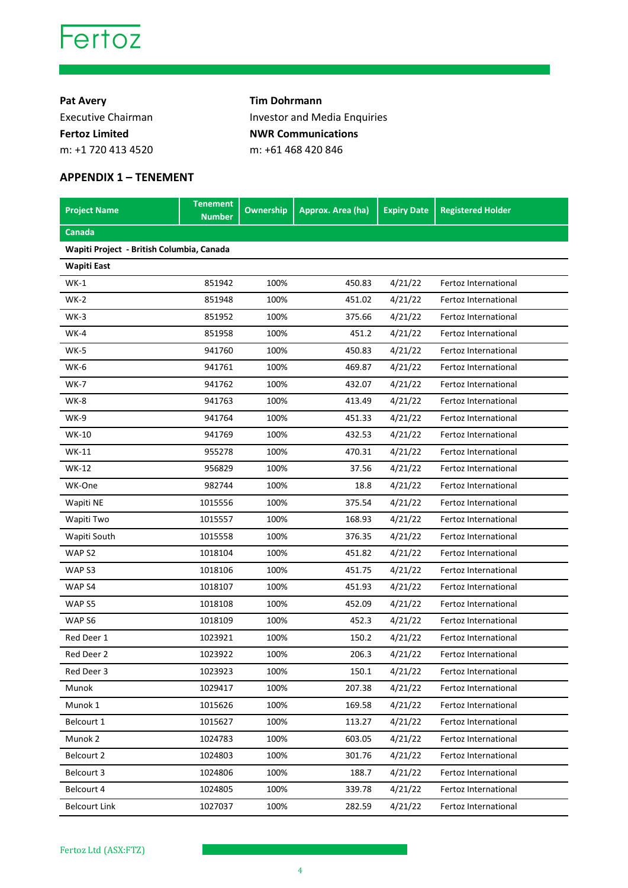**Pat Avery**
Executive Chairman
**Fertoz Limited**
m: +1 720 413 4520

**Tim Dohrmann**
Investor and Media Enquiries
**NWR Communications**
m: +61 468 420 846

## APPENDIX 1 – TENEMENT

| Project Name | Tenement Number | Ownership | Approx. Area (ha) | Expiry Date | Registered Holder |
|---|---|---|---|---|---|
| **Canada** | | | | | |
| **Wapiti Project - British Columbia, Canada** | | | | | |
| **Wapiti East** | | | | | |
| WK-1 | 851942 | 100% | 450.83 | 4/21/22 | Fertoz International |
| WK-2 | 851948 | 100% | 451.02 | 4/21/22 | Fertoz International |
| WK-3 | 851952 | 100% | 375.66 | 4/21/22 | Fertoz International |
| WK-4 | 851958 | 100% | 451.2 | 4/21/22 | Fertoz International |
| WK-5 | 941760 | 100% | 450.83 | 4/21/22 | Fertoz International |
| WK-6 | 941761 | 100% | 469.87 | 4/21/22 | Fertoz International |
| WK-7 | 941762 | 100% | 432.07 | 4/21/22 | Fertoz International |
| WK-8 | 941763 | 100% | 413.49 | 4/21/22 | Fertoz International |
| WK-9 | 941764 | 100% | 451.33 | 4/21/22 | Fertoz International |
| WK-10 | 941769 | 100% | 432.53 | 4/21/22 | Fertoz International |
| WK-11 | 955278 | 100% | 470.31 | 4/21/22 | Fertoz International |
| WK-12 | 956829 | 100% | 37.56 | 4/21/22 | Fertoz International |
| WK-One | 982744 | 100% | 18.8 | 4/21/22 | Fertoz International |
| Wapiti NE | 1015556 | 100% | 375.54 | 4/21/22 | Fertoz International |
| Wapiti Two | 1015557 | 100% | 168.93 | 4/21/22 | Fertoz International |
| Wapiti South | 1015558 | 100% | 376.35 | 4/21/22 | Fertoz International |
| WAP S2 | 1018104 | 100% | 451.82 | 4/21/22 | Fertoz International |
| WAP S3 | 1018106 | 100% | 451.75 | 4/21/22 | Fertoz International |
| WAP S4 | 1018107 | 100% | 451.93 | 4/21/22 | Fertoz International |
| WAP S5 | 1018108 | 100% | 452.09 | 4/21/22 | Fertoz International |
| WAP S6 | 1018109 | 100% | 452.3 | 4/21/22 | Fertoz International |
| Red Deer 1 | 1023921 | 100% | 150.2 | 4/21/22 | Fertoz International |
| Red Deer 2 | 1023922 | 100% | 206.3 | 4/21/22 | Fertoz International |
| Red Deer 3 | 1023923 | 100% | 150.1 | 4/21/22 | Fertoz International |
| Munok | 1029417 | 100% | 207.38 | 4/21/22 | Fertoz International |
| Munok 1 | 1015626 | 100% | 169.58 | 4/21/22 | Fertoz International |
| Belcourt 1 | 1015627 | 100% | 113.27 | 4/21/22 | Fertoz International |
| Munok 2 | 1024783 | 100% | 603.05 | 4/21/22 | Fertoz International |
| Belcourt 2 | 1024803 | 100% | 301.76 | 4/21/22 | Fertoz International |
| Belcourt 3 | 1024806 | 100% | 188.7 | 4/21/22 | Fertoz International |
| Belcourt 4 | 1024805 | 100% | 339.78 | 4/21/22 | Fertoz International |
| Belcourt Link | 1027037 | 100% | 282.59 | 4/21/22 | Fertoz International |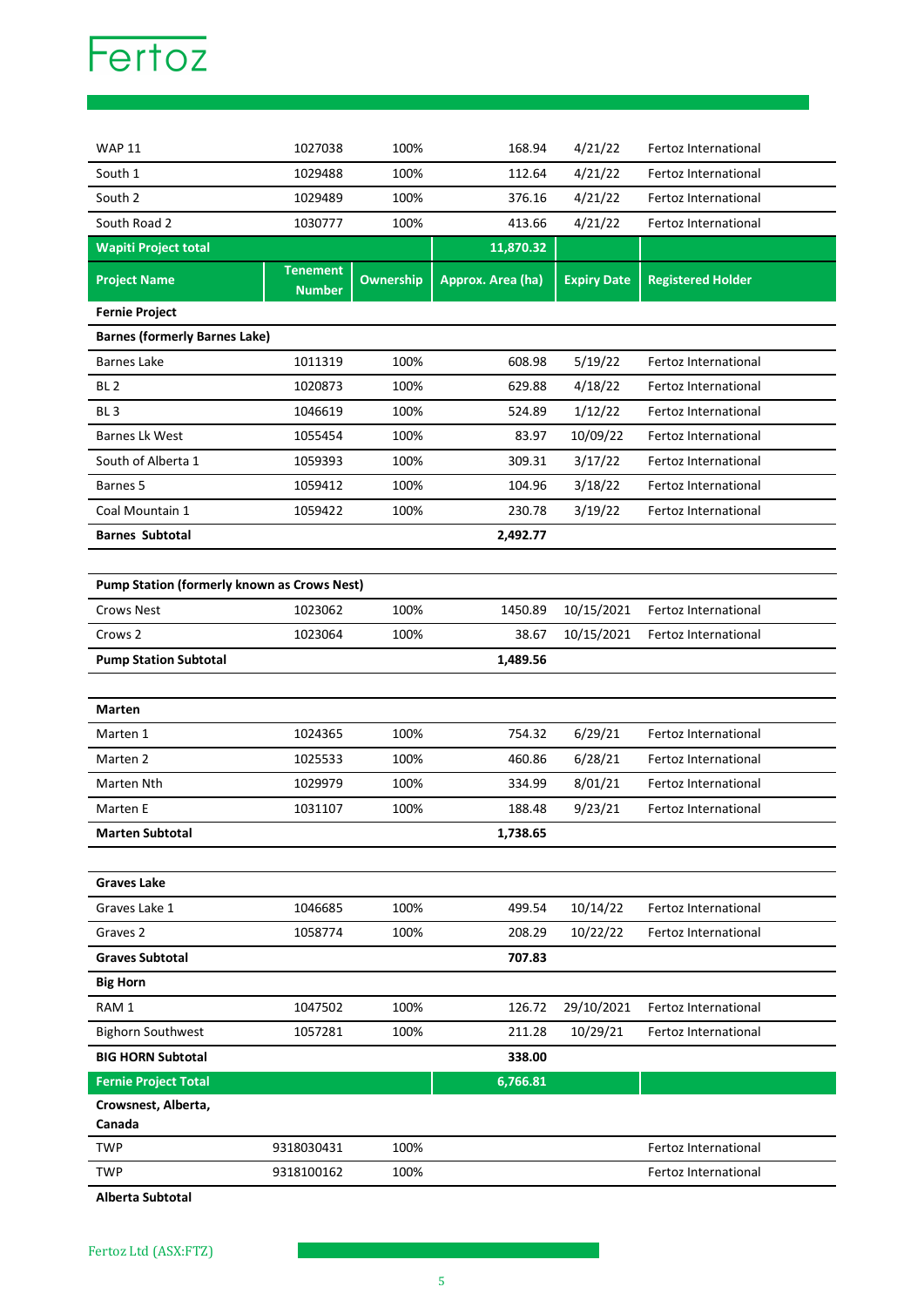| Project Name | Tenement Number | Ownership | Approx. Area (ha) | Expiry Date | Registered Holder |
|---|---|---|---|---|---|
| WAP 11 | 1027038 | 100% | 168.94 | 4/21/22 | Fertoz International |
| South 1 | 1029488 | 100% | 112.64 | 4/21/22 | Fertoz International |
| South 2 | 1029489 | 100% | 376.16 | 4/21/22 | Fertoz International |
| South Road 2 | 1030777 | 100% | 413.66 | 4/21/22 | Fertoz International |
| **Wapiti Project total** | | | **11,870.32** | | |

| Project Name | Tenement Number | Ownership | Approx. Area (ha) | Expiry Date | Registered Holder |
|---|---|---|---|---|---|
| **Fernie Project** | | | | | |
| **Barnes (formerly Barnes Lake)** | | | | | |
| Barnes Lake | 1011319 | 100% | 608.98 | 5/19/22 | Fertoz International |
| BL 2 | 1020873 | 100% | 629.88 | 4/18/22 | Fertoz International |
| BL 3 | 1046619 | 100% | 524.89 | 1/12/22 | Fertoz International |
| Barnes Lk West | 1055454 | 100% | 83.97 | 10/09/22 | Fertoz International |
| South of Alberta 1 | 1059393 | 100% | 309.31 | 3/17/22 | Fertoz International |
| Barnes 5 | 1059412 | 100% | 104.96 | 3/18/22 | Fertoz International |
| Coal Mountain 1 | 1059422 | 100% | 230.78 | 3/19/22 | Fertoz International |
| **Barnes Subtotal** | | | **2,492.77** | | |
| | | | | | |
| **Pump Station (formerly known as Crows Nest)** | | | | | |
| Crows Nest | 1023062 | 100% | 1450.89 | 10/15/2021 | Fertoz International |
| Crows 2 | 1023064 | 100% | 38.67 | 10/15/2021 | Fertoz International |
| **Pump Station Subtotal** | | | **1,489.56** | | |
| | | | | | |
| **Marten** | | | | | |
| Marten 1 | 1024365 | 100% | 754.32 | 6/29/21 | Fertoz International |
| Marten 2 | 1025533 | 100% | 460.86 | 6/28/21 | Fertoz International |
| Marten Nth | 1029979 | 100% | 334.99 | 8/01/21 | Fertoz International |
| Marten E | 1031107 | 100% | 188.48 | 9/23/21 | Fertoz International |
| **Marten Subtotal** | | | **1,738.65** | | |
| | | | | | |
| **Graves Lake** | | | | | |
| Graves Lake 1 | 1046685 | 100% | 499.54 | 10/14/22 | Fertoz International |
| Graves 2 | 1058774 | 100% | 208.29 | 10/22/22 | Fertoz International |
| **Graves Subtotal** | | | **707.83** | | |
| **Big Horn** | | | | | |
| RAM 1 | 1047502 | 100% | 126.72 | 29/10/2021 | Fertoz International |
| Bighorn Southwest | 1057281 | 100% | 211.28 | 10/29/21 | Fertoz International |
| **BIG HORN Subtotal** | | | **338.00** | | |
| **Fernie Project Total** | | | **6,766.81** | | |
| **Crowsnest, Alberta, Canada** | | | | | |
| TWP | 9318030431 | 100% | | | Fertoz International |
| TWP | 9318100162 | 100% | | | Fertoz International |
| **Alberta Subtotal** | | | | | |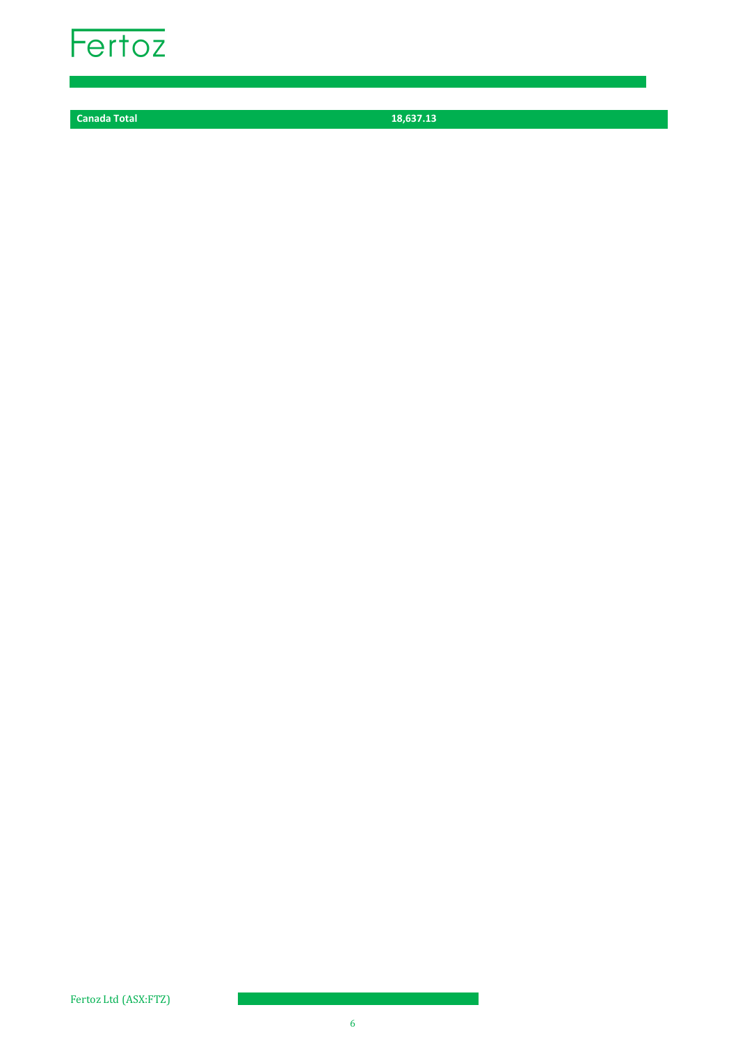| Canada Total | 18,637.13 |
|---|---|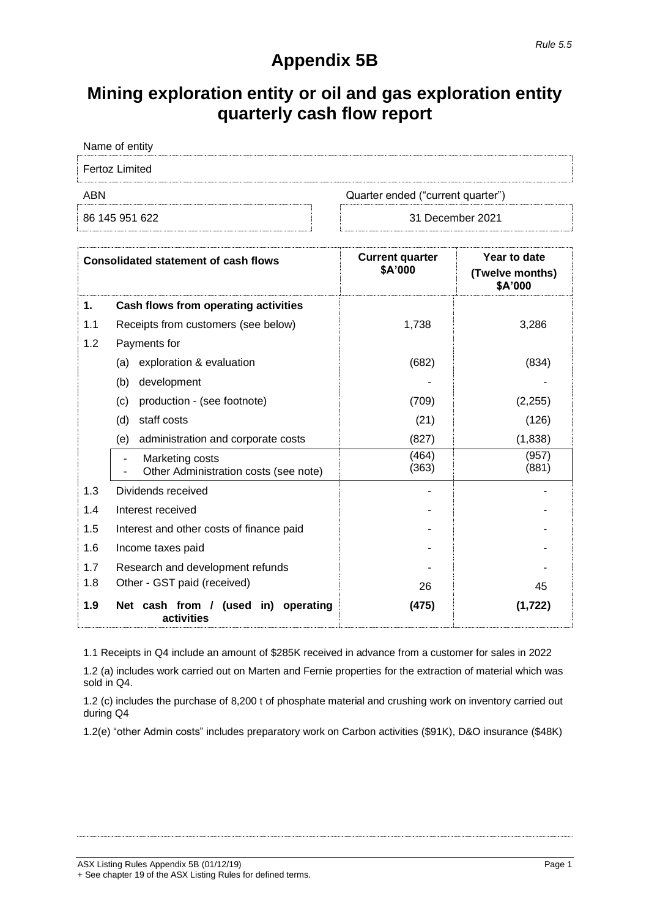*Rule 5.5*

# Appendix 5B

# Mining exploration entity or oil and gas exploration entity quarterly cash flow report

| Name of entity | |
|---|---|
| Fertoz Limited | |
| **ABN** | **Quarter ended ("current quarter")** |
| 86 145 951 622 | 31 December 2021 |

| | Consolidated statement of cash flows | Current quarter $A'000 | Year to date (Twelve months) $A'000 |
|---|---|---|---|
| **1.** | **Cash flows from operating activities** | | |
| 1.1 | Receipts from customers (see below) | 1,738 | 3,286 |
| 1.2 | Payments for | | |
| | (a) exploration & evaluation | (682) | (834) |
| | (b) development | - | - |
| | (c) production - (see footnote) | (709) | (2,255) |
| | (d) staff costs | (21) | (126) |
| | (e) administration and corporate costs | (827) | (1,838) |
| | - Marketing costs<br>- Other Administration costs (see note) | (464)<br>(363) | (957)<br>(881) |
| 1.3 | Dividends received | - | - |
| 1.4 | Interest received | - | - |
| 1.5 | Interest and other costs of finance paid | - | - |
| 1.6 | Income taxes paid | - | - |
| 1.7 | Research and development refunds | - | - |
| 1.8 | Other - GST paid (received) | 26 | 45 |
| **1.9** | **Net cash from / (used in) operating activities** | **(475)** | **(1,722)** |

1.1 Receipts in Q4 include an amount of $285K received in advance from a customer for sales in 2022

1.2 (a) includes work carried out on Marten and Fernie properties for the extraction of material which was sold in Q4.

1.2 (c) includes the purchase of 8,200 t of phosphate material and crushing work on inventory carried out during Q4

1.2(e) "other Admin costs" includes preparatory work on Carbon activities ($91K), D&O insurance ($48K)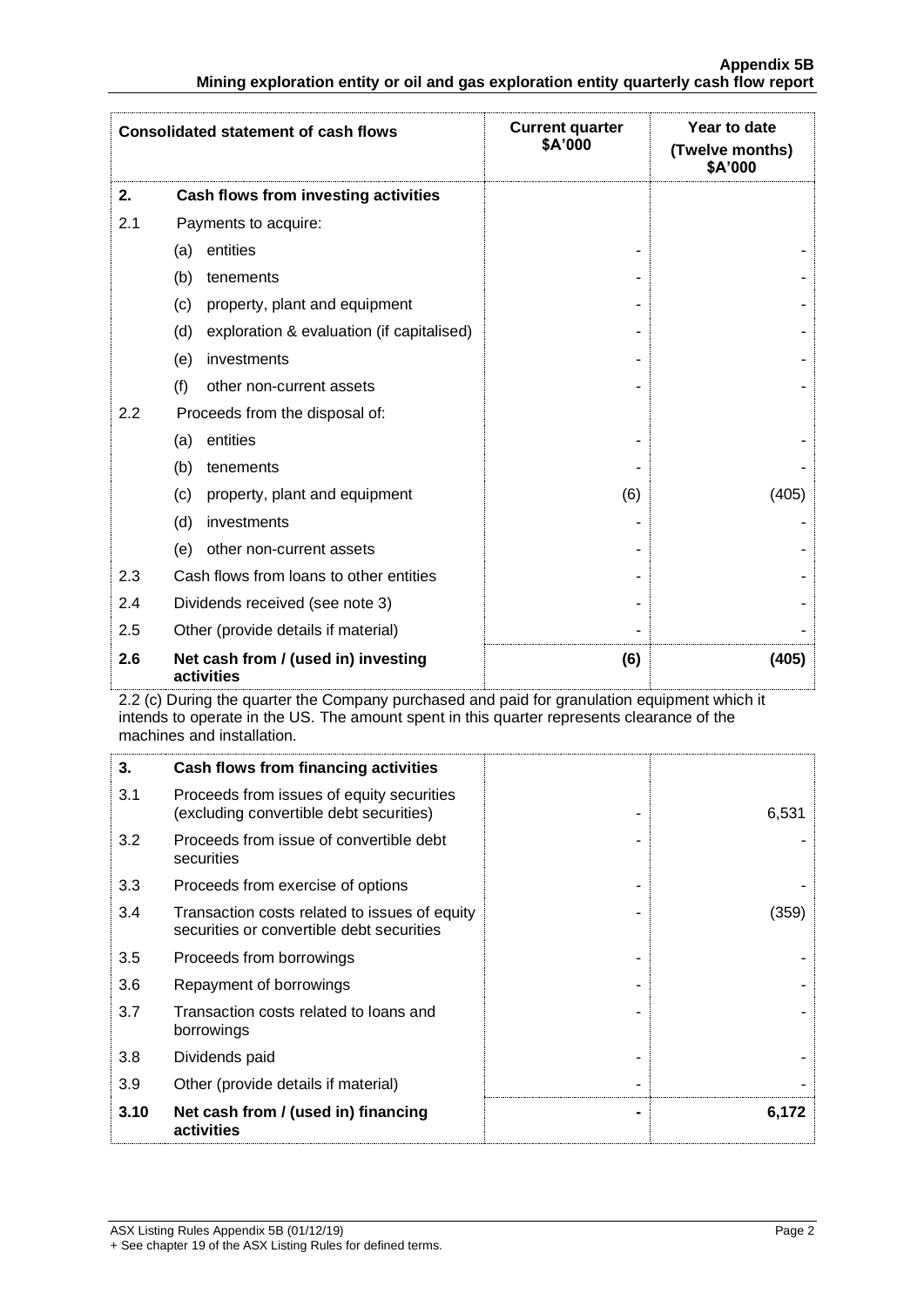| Consolidated statement of cash flows | | Current quarter \$A'000 | Year to date (Twelve months) \$A'000 |
|---|---|---|---|
| **2.** | **Cash flows from investing activities** | | |
| 2.1 | Payments to acquire: | | |
| | (a) entities | - | - |
| | (b) tenements | - | - |
| | (c) property, plant and equipment | - | - |
| | (d) exploration & evaluation (if capitalised) | - | - |
| | (e) investments | - | - |
| | (f) other non-current assets | - | - |
| 2.2 | Proceeds from the disposal of: | | |
| | (a) entities | - | - |
| | (b) tenements | - | - |
| | (c) property, plant and equipment | (6) | (405) |
| | (d) investments | - | - |
| | (e) other non-current assets | - | - |
| 2.3 | Cash flows from loans to other entities | - | - |
| 2.4 | Dividends received (see note 3) | - | - |
| 2.5 | Other (provide details if material) | - | - |
| **2.6** | **Net cash from / (used in) investing activities** | **(6)** | **(405)** |

2.2 (c) During the quarter the Company purchased and paid for granulation equipment which it intends to operate in the US. The amount spent in this quarter represents clearance of the machines and installation.

| | | | |
|---|---|---|---|
| **3.** | **Cash flows from financing activities** | | |
| 3.1 | Proceeds from issues of equity securities (excluding convertible debt securities) | - | 6,531 |
| 3.2 | Proceeds from issue of convertible debt securities | - | - |
| 3.3 | Proceeds from exercise of options | - | - |
| 3.4 | Transaction costs related to issues of equity securities or convertible debt securities | - | (359) |
| 3.5 | Proceeds from borrowings | - | - |
| 3.6 | Repayment of borrowings | - | - |
| 3.7 | Transaction costs related to loans and borrowings | - | - |
| 3.8 | Dividends paid | - | - |
| 3.9 | Other (provide details if material) | - | - |
| **3.10** | **Net cash from / (used in) financing activities** | **-** | **6,172** |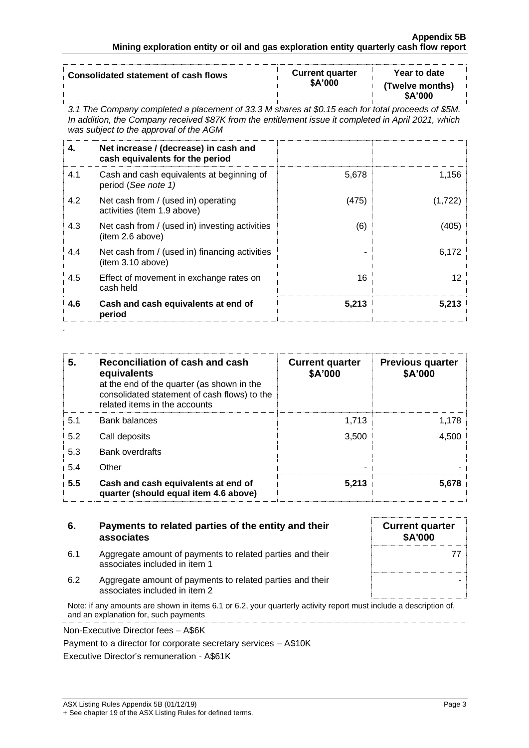| Consolidated statement of cash flows | Current quarter $A'000 | Year to date (Twelve months) $A'000 |
|---|---|---|

*3.1 The Company completed a placement of 33.3 M shares at $0.15 each for total proceeds of $5M. In addition, the Company received $87K from the entitlement issue it completed in April 2021, which was subject to the approval of the AGM*

| 4. | Net increase / (decrease) in cash and cash equivalents for the period | | |
|---|---|---|---|
| 4.1 | Cash and cash equivalents at beginning of period (*See note 1)* | 5,678 | 1,156 |
| 4.2 | Net cash from / (used in) operating activities (item 1.9 above) | (475) | (1,722) |
| 4.3 | Net cash from / (used in) investing activities (item 2.6 above) | (6) | (405) |
| 4.4 | Net cash from / (used in) financing activities (item 3.10 above) | - | 6,172 |
| 4.5 | Effect of movement in exchange rates on cash held | 16 | 12 |
| **4.6** | **Cash and cash equivalents at end of period** | **5,213** | **5,213** |

| 5. | **Reconciliation of cash and cash equivalents** at the end of the quarter (as shown in the consolidated statement of cash flows) to the related items in the accounts | Current quarter $A'000 | Previous quarter $A'000 |
|---|---|---|---|
| 5.1 | Bank balances | 1,713 | 1,178 |
| 5.2 | Call deposits | 3,500 | 4,500 |
| 5.3 | Bank overdrafts | | |
| 5.4 | Other | - | - |
| **5.5** | **Cash and cash equivalents at end of quarter (should equal item 4.6 above)** | **5,213** | **5,678** |

| 6. | Payments to related parties of the entity and their associates | Current quarter $A'000 |
|---|---|---|
| 6.1 | Aggregate amount of payments to related parties and their associates included in item 1 | 77 |
| 6.2 | Aggregate amount of payments to related parties and their associates included in item 2 | - |

Note: if any amounts are shown in items 6.1 or 6.2, your quarterly activity report must include a description of, and an explanation for, such payments

Non-Executive Director fees – A$6K

Payment to a director for corporate secretary services – A$10K

Executive Director's remuneration - A$61K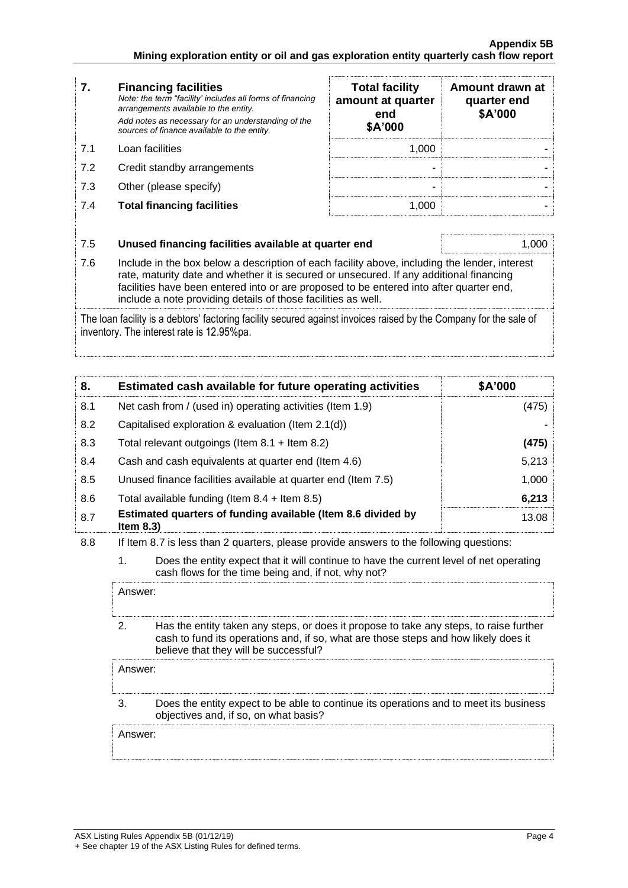| 7. | **Financing facilities**<br>*Note: the term "facility' includes all forms of financing arrangements available to the entity.*<br>*Add notes as necessary for an understanding of the sources of finance available to the entity.* | **Total facility amount at quarter end**<br>**$A'000** | **Amount drawn at quarter end**<br>**$A'000** |
|---|---|---|---|
| 7.1 | Loan facilities | 1,000 | - |
| 7.2 | Credit standby arrangements | - | - |
| 7.3 | Other (please specify) | - | - |
| 7.4 | **Total financing facilities** | 1,000 | - |

| | | |
|---|---|---|
| 7.5 | **Unused financing facilities available at quarter end** | 1,000 |

7.6 Include in the box below a description of each facility above, including the lender, interest rate, maturity date and whether it is secured or unsecured. If any additional financing facilities have been entered into or are proposed to be entered into after quarter end, include a note providing details of those facilities as well.

The loan facility is a debtors' factoring facility secured against invoices raised by the Company for the sale of inventory. The interest rate is 12.95%pa.

| 8. | **Estimated cash available for future operating activities** | **$A'000** |
|---|---|---|
| 8.1 | Net cash from / (used in) operating activities (Item 1.9) | (475) |
| 8.2 | Capitalised exploration & evaluation (Item 2.1(d)) | - |
| 8.3 | Total relevant outgoings (Item 8.1 + Item 8.2) | **(475)** |
| 8.4 | Cash and cash equivalents at quarter end (Item 4.6) | 5,213 |
| 8.5 | Unused finance facilities available at quarter end (Item 7.5) | 1,000 |
| 8.6 | Total available funding (Item 8.4 + Item 8.5) | **6,213** |
| 8.7 | **Estimated quarters of funding available (Item 8.6 divided by Item 8.3)** | 13.08 |

8.8 If Item 8.7 is less than 2 quarters, please provide answers to the following questions:

1. Does the entity expect that it will continue to have the current level of net operating cash flows for the time being and, if not, why not?

   Answer:

2. Has the entity taken any steps, or does it propose to take any steps, to raise further cash to fund its operations and, if so, what are those steps and how likely does it believe that they will be successful?

   Answer:

3. Does the entity expect to be able to continue its operations and to meet its business objectives and, if so, on what basis?

   Answer: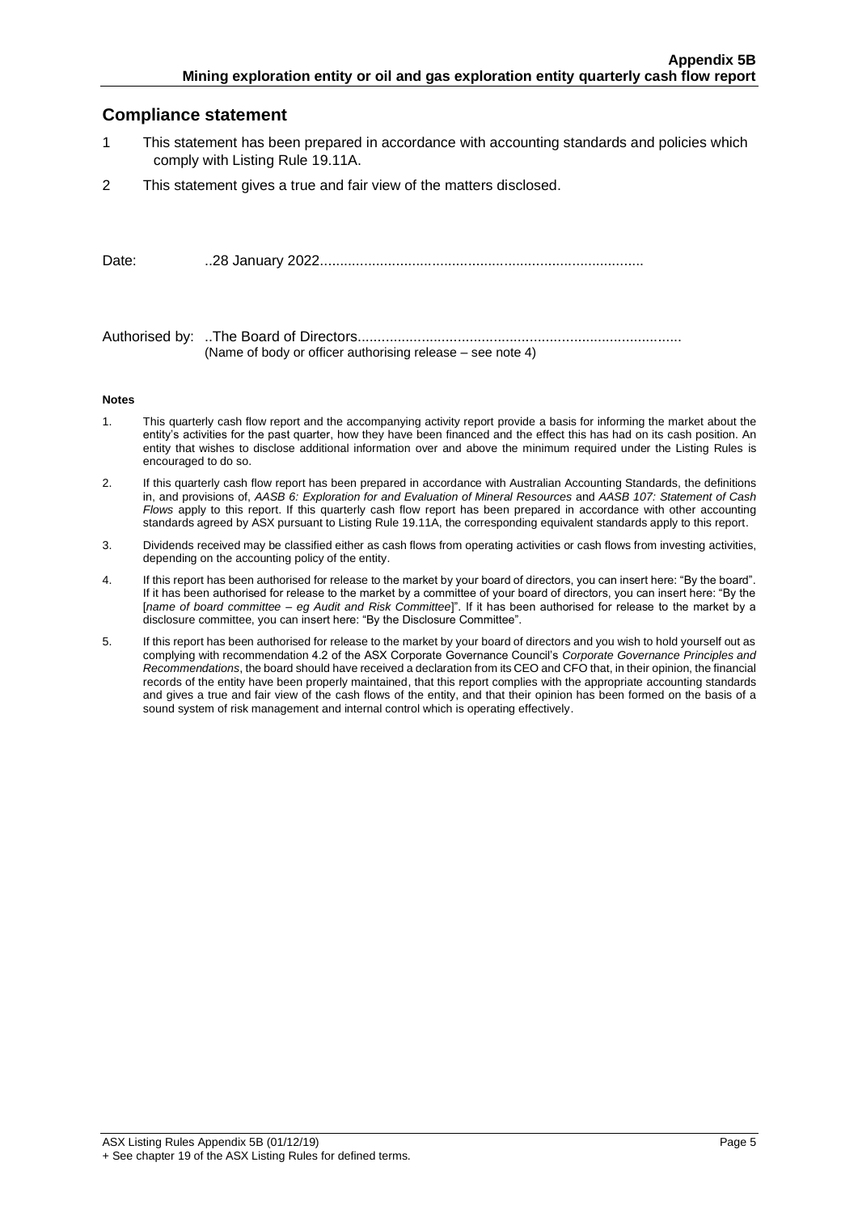## Compliance statement

1 This statement has been prepared in accordance with accounting standards and policies which comply with Listing Rule 19.11A.

2 This statement gives a true and fair view of the matters disclosed.

Date: ..28 January 2022................................................................................

Authorised by: ..The Board of Directors................................................................................
(Name of body or officer authorising release – see note 4)

**Notes**

1. This quarterly cash flow report and the accompanying activity report provide a basis for informing the market about the entity's activities for the past quarter, how they have been financed and the effect this has had on its cash position. An entity that wishes to disclose additional information over and above the minimum required under the Listing Rules is encouraged to do so.

2. If this quarterly cash flow report has been prepared in accordance with Australian Accounting Standards, the definitions in, and provisions of, *AASB 6: Exploration for and Evaluation of Mineral Resources* and *AASB 107: Statement of Cash Flows* apply to this report. If this quarterly cash flow report has been prepared in accordance with other accounting standards agreed by ASX pursuant to Listing Rule 19.11A, the corresponding equivalent standards apply to this report.

3. Dividends received may be classified either as cash flows from operating activities or cash flows from investing activities, depending on the accounting policy of the entity.

4. If this report has been authorised for release to the market by your board of directors, you can insert here: "By the board". If it has been authorised for release to the market by a committee of your board of directors, you can insert here: "By the [*name of board committee – eg Audit and Risk Committee*]". If it has been authorised for release to the market by a disclosure committee, you can insert here: "By the Disclosure Committee".

5. If this report has been authorised for release to the market by your board of directors and you wish to hold yourself out as complying with recommendation 4.2 of the ASX Corporate Governance Council's *Corporate Governance Principles and Recommendations*, the board should have received a declaration from its CEO and CFO that, in their opinion, the financial records of the entity have been properly maintained, that this report complies with the appropriate accounting standards and gives a true and fair view of the cash flows of the entity, and that their opinion has been formed on the basis of a sound system of risk management and internal control which is operating effectively.